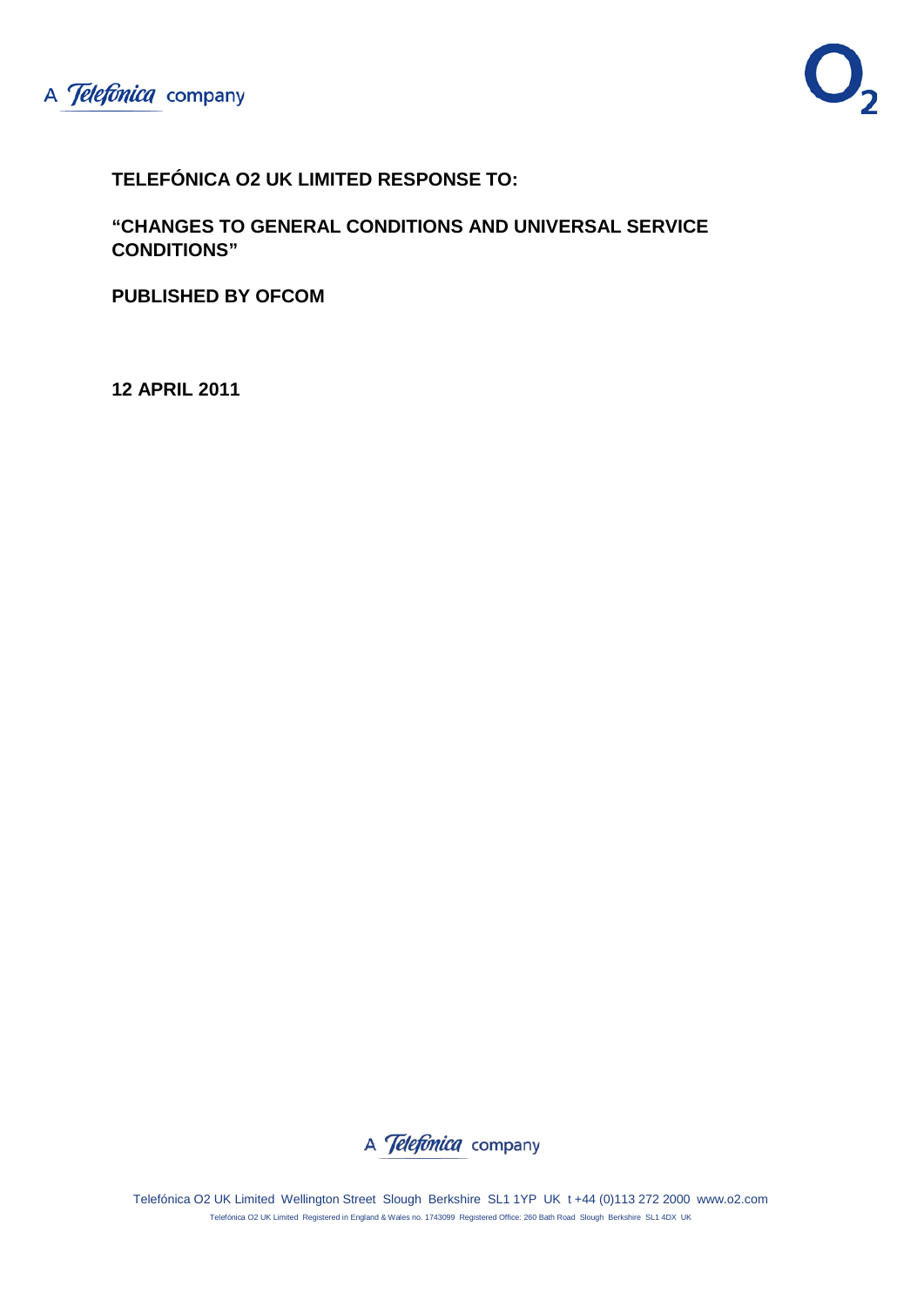**TELEFÓNICA O2 UK LIMITED RESPONSE TO:**

**"CHANGES TO GENERAL CONDITIONS AND UNIVERSAL SERVICE CONDITIONS"**

**PUBLISHED BY OFCOM**

**12 APRIL 2011**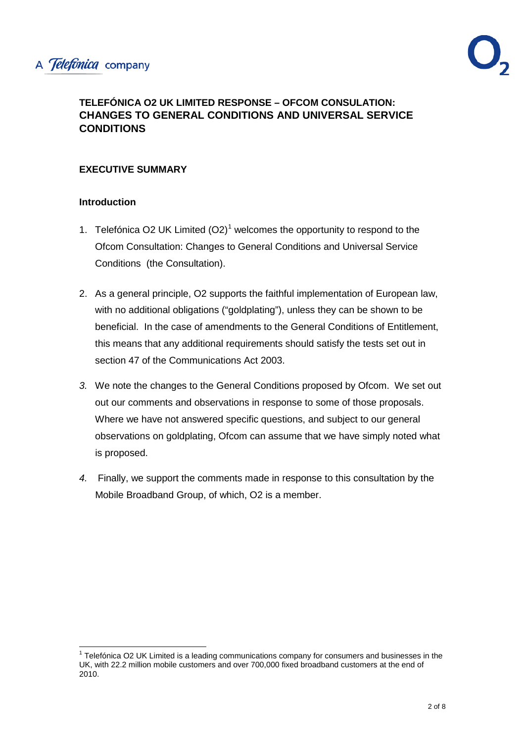A Telefónica company

**TELEFÓNICA O2 UK LIMITED RESPONSE – OFCOM CONSULATION: CHANGES TO GENERAL CONDITIONS AND UNIVERSAL SERVICE CONDITIONS**

## EXECUTIVE SUMMARY

### Introduction

1. Telefónica O2 UK Limited (O2)[1] welcomes the opportunity to respond to the Ofcom Consultation: Changes to General Conditions and Universal Service Conditions (the Consultation).

2. As a general principle, O2 supports the faithful implementation of European law, with no additional obligations ("goldplating"), unless they can be shown to be beneficial. In the case of amendments to the General Conditions of Entitlement, this means that any additional requirements should satisfy the tests set out in section 47 of the Communications Act 2003.

3. We note the changes to the General Conditions proposed by Ofcom. We set out out our comments and observations in response to some of those proposals. Where we have not answered specific questions, and subject to our general observations on goldplating, Ofcom can assume that we have simply noted what is proposed.

4. Finally, we support the comments made in response to this consultation by the Mobile Broadband Group, of which, O2 is a member.

---

[1] Telefónica O2 UK Limited is a leading communications company for consumers and businesses in the UK, with 22.2 million mobile customers and over 700,000 fixed broadband customers at the end of 2010.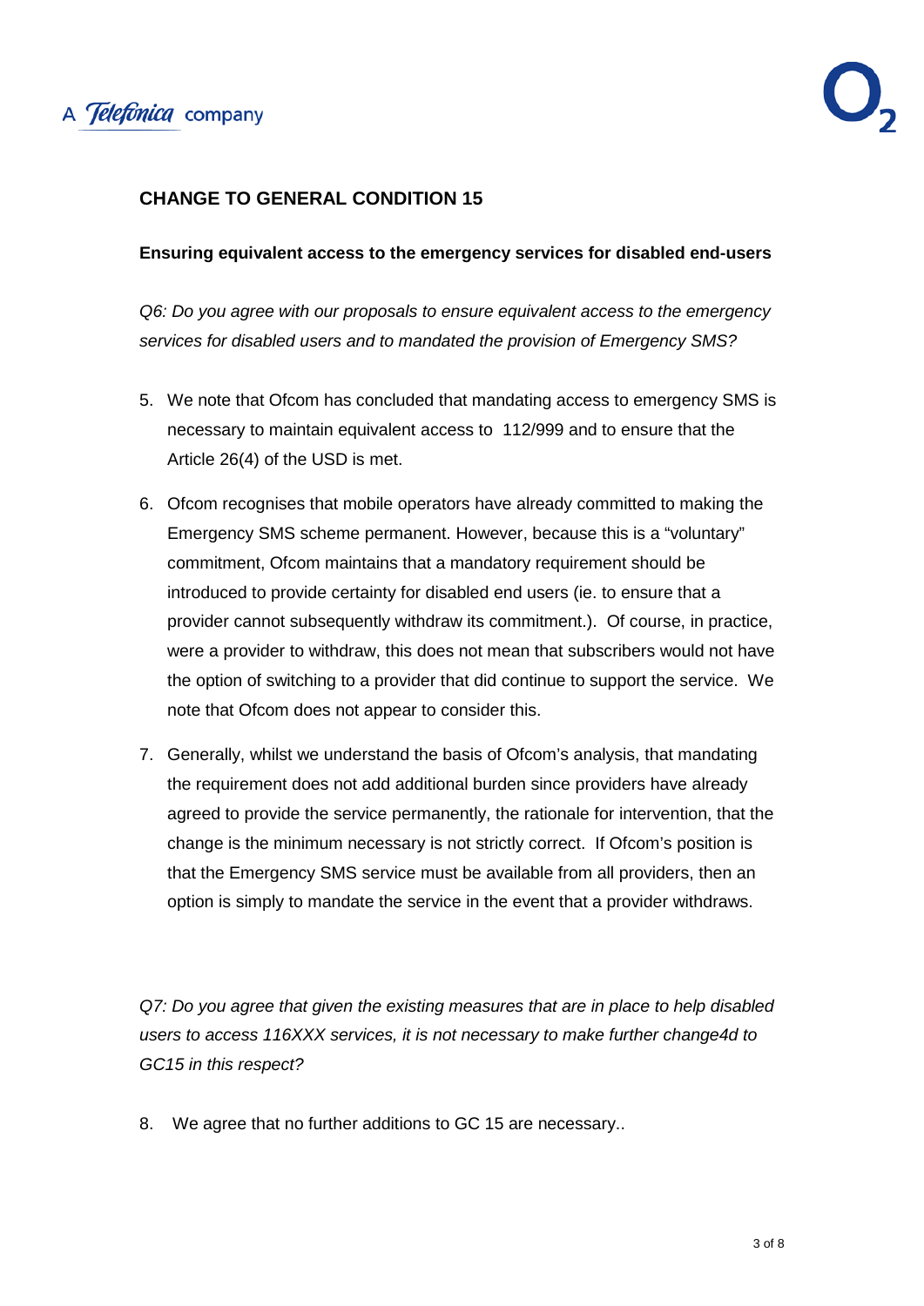## CHANGE TO GENERAL CONDITION 15

**Ensuring equivalent access to the emergency services for disabled end-users**

*Q6: Do you agree with our proposals to ensure equivalent access to the emergency services for disabled users and to mandated the provision of Emergency SMS?*

5. We note that Ofcom has concluded that mandating access to emergency SMS is necessary to maintain equivalent access to 112/999 and to ensure that the Article 26(4) of the USD is met.

6. Ofcom recognises that mobile operators have already committed to making the Emergency SMS scheme permanent. However, because this is a "voluntary" commitment, Ofcom maintains that a mandatory requirement should be introduced to provide certainty for disabled end users (ie. to ensure that a provider cannot subsequently withdraw its commitment.). Of course, in practice, were a provider to withdraw, this does not mean that subscribers would not have the option of switching to a provider that did continue to support the service. We note that Ofcom does not appear to consider this.

7. Generally, whilst we understand the basis of Ofcom's analysis, that mandating the requirement does not add additional burden since providers have already agreed to provide the service permanently, the rationale for intervention, that the change is the minimum necessary is not strictly correct. If Ofcom's position is that the Emergency SMS service must be available from all providers, then an option is simply to mandate the service in the event that a provider withdraws.

*Q7: Do you agree that given the existing measures that are in place to help disabled users to access 116XXX services, it is not necessary to make further change4d to GC15 in this respect?*

8. We agree that no further additions to GC 15 are necessary..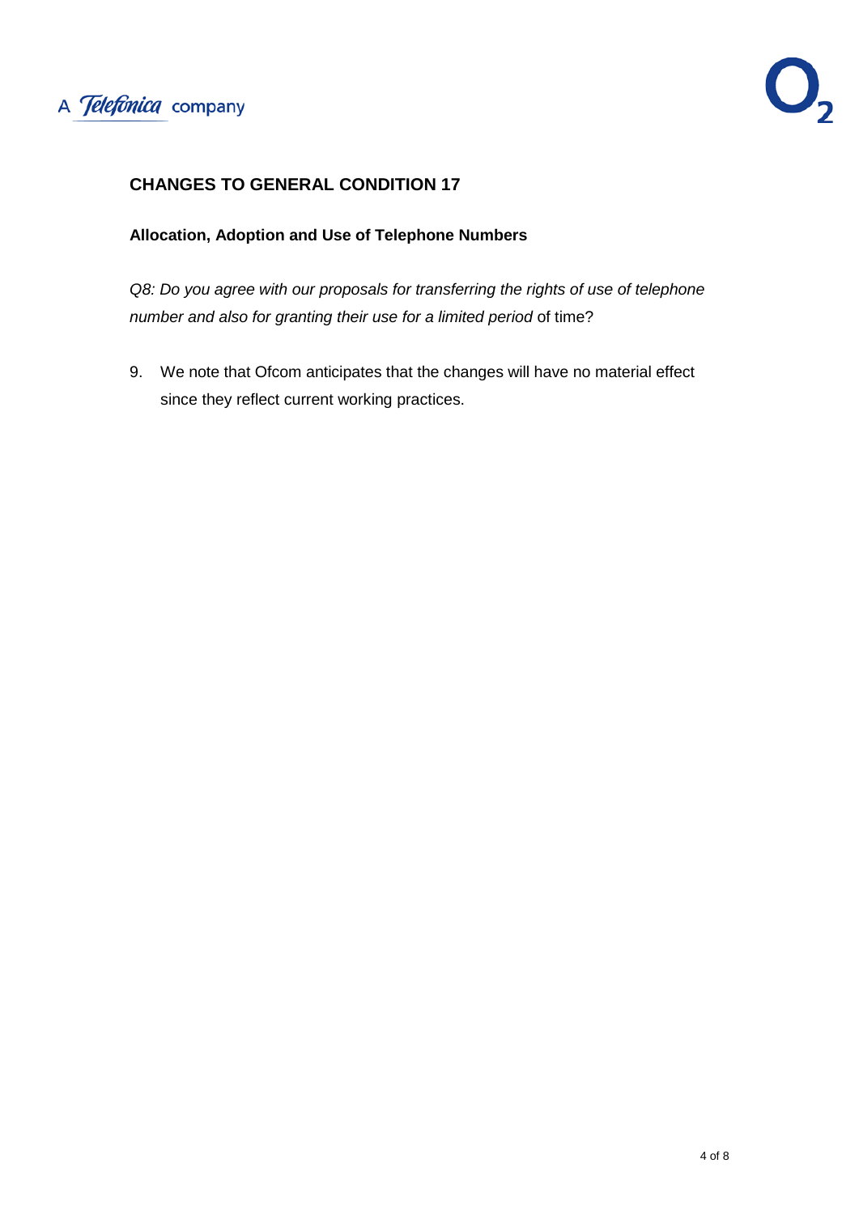## CHANGES TO GENERAL CONDITION 17

### Allocation, Adoption and Use of Telephone Numbers

*Q8: Do you agree with our proposals for transferring the rights of use of telephone number and also for granting their use for a limited period* of time?

9. We note that Ofcom anticipates that the changes will have no material effect since they reflect current working practices.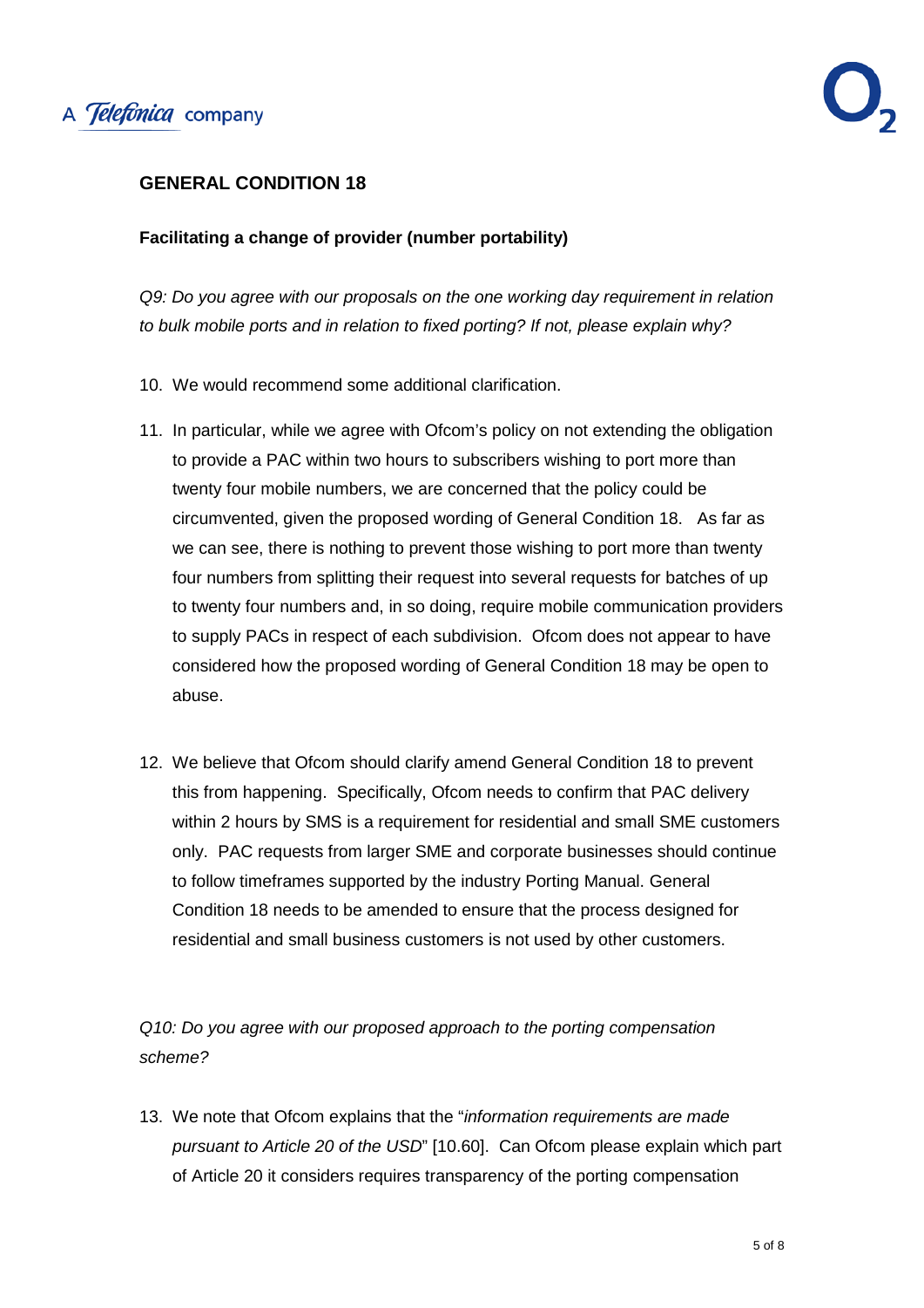## GENERAL CONDITION 18

**Facilitating a change of provider (number portability)**

*Q9: Do you agree with our proposals on the one working day requirement in relation to bulk mobile ports and in relation to fixed porting? If not, please explain why?*

10. We would recommend some additional clarification.

11. In particular, while we agree with Ofcom's policy on not extending the obligation to provide a PAC within two hours to subscribers wishing to port more than twenty four mobile numbers, we are concerned that the policy could be circumvented, given the proposed wording of General Condition 18. As far as we can see, there is nothing to prevent those wishing to port more than twenty four numbers from splitting their request into several requests for batches of up to twenty four numbers and, in so doing, require mobile communication providers to supply PACs in respect of each subdivision. Ofcom does not appear to have considered how the proposed wording of General Condition 18 may be open to abuse.

12. We believe that Ofcom should clarify amend General Condition 18 to prevent this from happening. Specifically, Ofcom needs to confirm that PAC delivery within 2 hours by SMS is a requirement for residential and small SME customers only. PAC requests from larger SME and corporate businesses should continue to follow timeframes supported by the industry Porting Manual. General Condition 18 needs to be amended to ensure that the process designed for residential and small business customers is not used by other customers.

*Q10: Do you agree with our proposed approach to the porting compensation scheme?*

13. We note that Ofcom explains that the "*information requirements are made pursuant to Article 20 of the USD*" [10.60]. Can Ofcom please explain which part of Article 20 it considers requires transparency of the porting compensation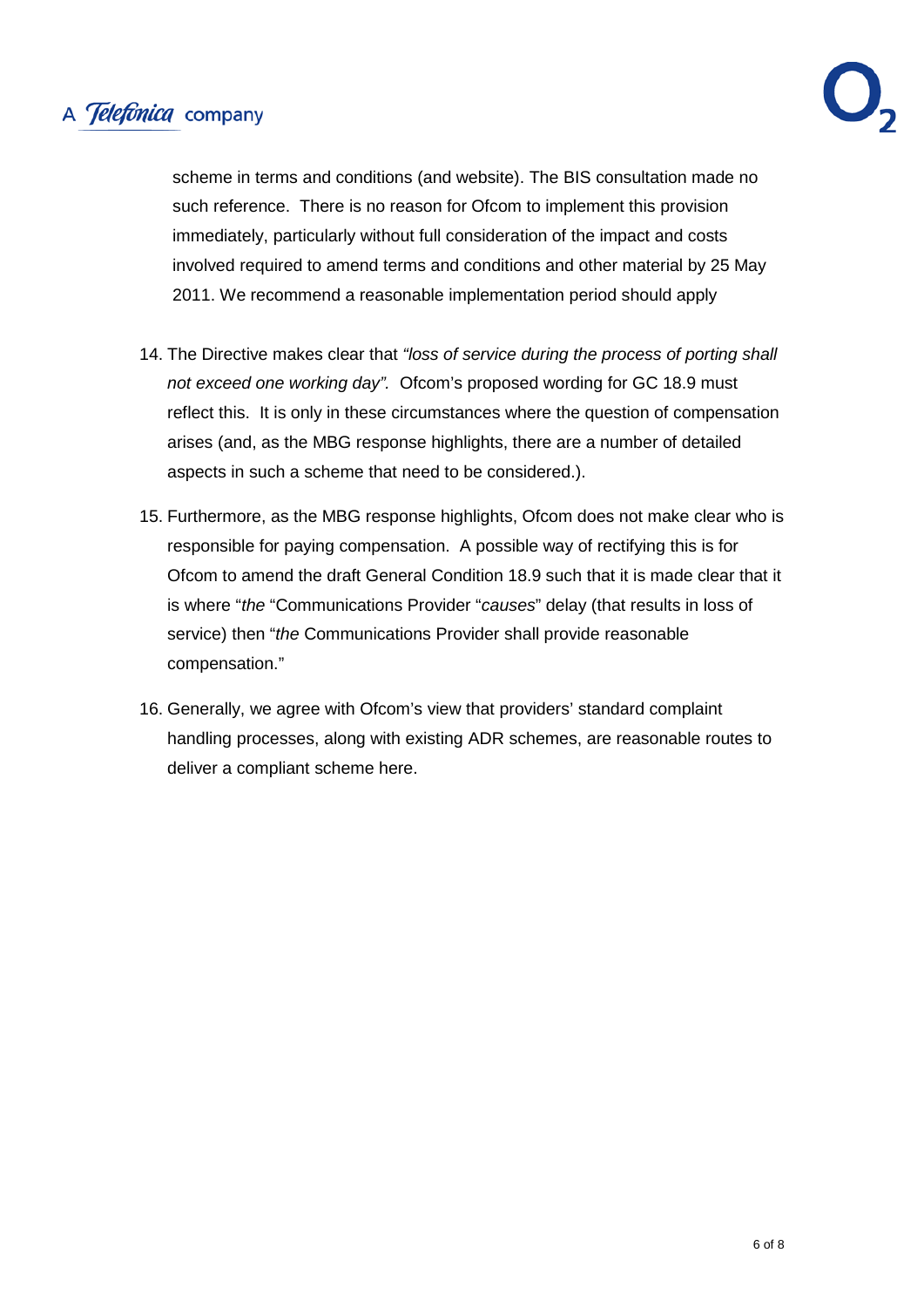scheme in terms and conditions (and website). The BIS consultation made no such reference. There is no reason for Ofcom to implement this provision immediately, particularly without full consideration of the impact and costs involved required to amend terms and conditions and other material by 25 May 2011. We recommend a reasonable implementation period should apply

14. The Directive makes clear that *"loss of service during the process of porting shall not exceed one working day".* Ofcom's proposed wording for GC 18.9 must reflect this. It is only in these circumstances where the question of compensation arises (and, as the MBG response highlights, there are a number of detailed aspects in such a scheme that need to be considered.).

15. Furthermore, as the MBG response highlights, Ofcom does not make clear who is responsible for paying compensation. A possible way of rectifying this is for Ofcom to amend the draft General Condition 18.9 such that it is made clear that it is where "*the* "Communications Provider "*causes*" delay (that results in loss of service) then "*the* Communications Provider shall provide reasonable compensation."

16. Generally, we agree with Ofcom's view that providers' standard complaint handling processes, along with existing ADR schemes, are reasonable routes to deliver a compliant scheme here.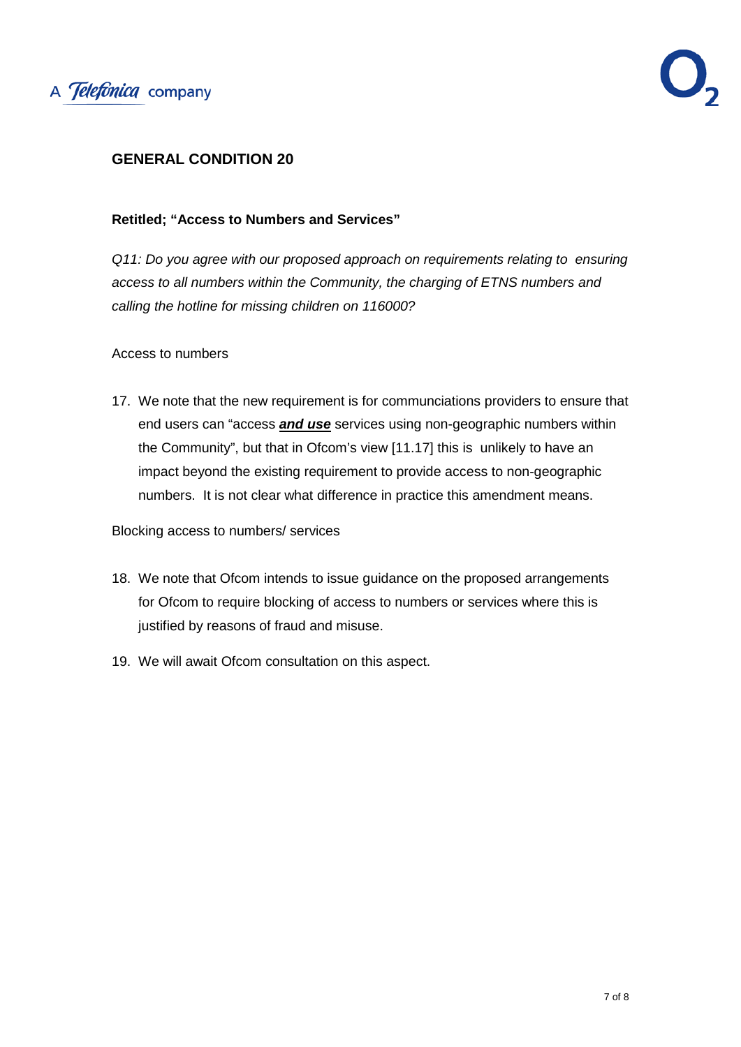## GENERAL CONDITION 20

**Retitled; "Access to Numbers and Services"**

*Q11: Do you agree with our proposed approach on requirements relating to ensuring access to all numbers within the Community, the charging of ETNS numbers and calling the hotline for missing children on 116000?*

Access to numbers

17. We note that the new requirement is for communciations providers to ensure that end users can "access ***and use*** services using non-geographic numbers within the Community", but that in Ofcom's view [11.17] this is unlikely to have an impact beyond the existing requirement to provide access to non-geographic numbers. It is not clear what difference in practice this amendment means.

Blocking access to numbers/ services

18. We note that Ofcom intends to issue guidance on the proposed arrangements for Ofcom to require blocking of access to numbers or services where this is justified by reasons of fraud and misuse.

19. We will await Ofcom consultation on this aspect.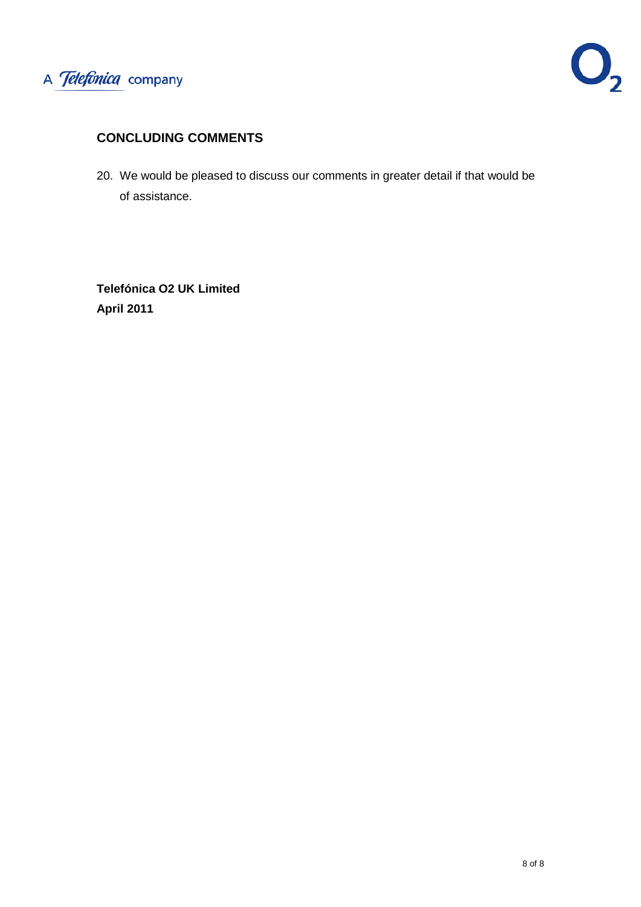## CONCLUDING COMMENTS

20. We would be pleased to discuss our comments in greater detail if that would be of assistance.

**Telefónica O2 UK Limited**
**April 2011**